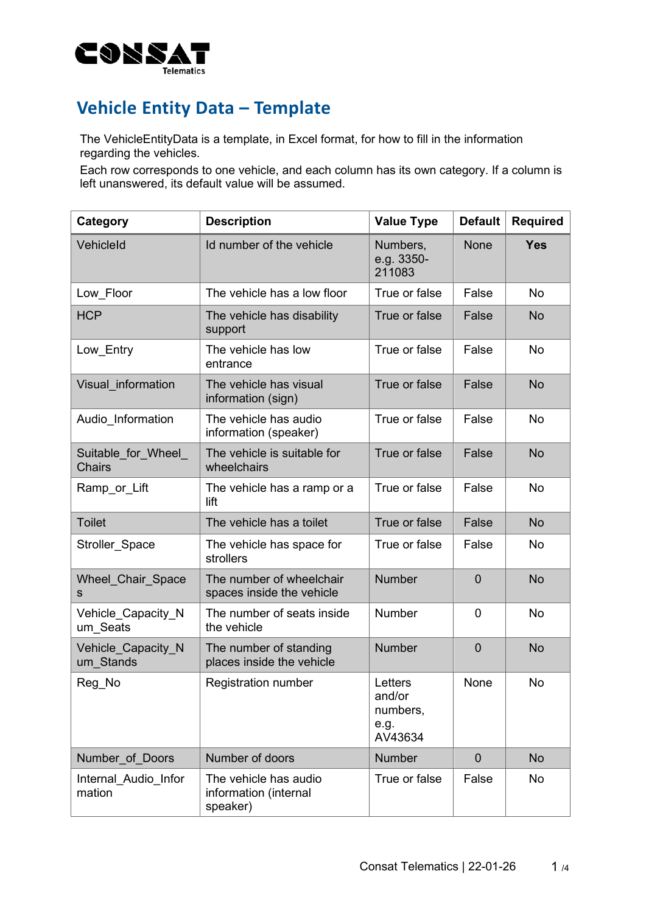# Vehicle Entity Data – Template

The VehicleEntityData is a template, in Excel format, for how to fill in the information regarding the vehicles.

Each row corresponds to one vehicle, and each column has its own category. If a column is left unanswered, its default value will be assumed.

| Category | Description | Value Type | Default | Required |
|---|---|---|---|---|
| VehicleId | Id number of the vehicle | Numbers, e.g. 3350-211083 | None | **Yes** |
| Low_Floor | The vehicle has a low floor | True or false | False | No |
| HCP | The vehicle has disability support | True or false | False | No |
| Low_Entry | The vehicle has low entrance | True or false | False | No |
| Visual_information | The vehicle has visual information (sign) | True or false | False | No |
| Audio_Information | The vehicle has audio information (speaker) | True or false | False | No |
| Suitable_for_Wheel_Chairs | The vehicle is suitable for wheelchairs | True or false | False | No |
| Ramp_or_Lift | The vehicle has a ramp or a lift | True or false | False | No |
| Toilet | The vehicle has a toilet | True or false | False | No |
| Stroller_Space | The vehicle has space for strollers | True or false | False | No |
| Wheel_Chair_Spaces | The number of wheelchair spaces inside the vehicle | Number | 0 | No |
| Vehicle_Capacity_Num_Seats | The number of seats inside the vehicle | Number | 0 | No |
| Vehicle_Capacity_Num_Stands | The number of standing places inside the vehicle | Number | 0 | No |
| Reg_No | Registration number | Letters and/or numbers, e.g. AV43634 | None | No |
| Number_of_Doors | Number of doors | Number | 0 | No |
| Internal_Audio_Information | The vehicle has audio information (internal speaker) | True or false | False | No |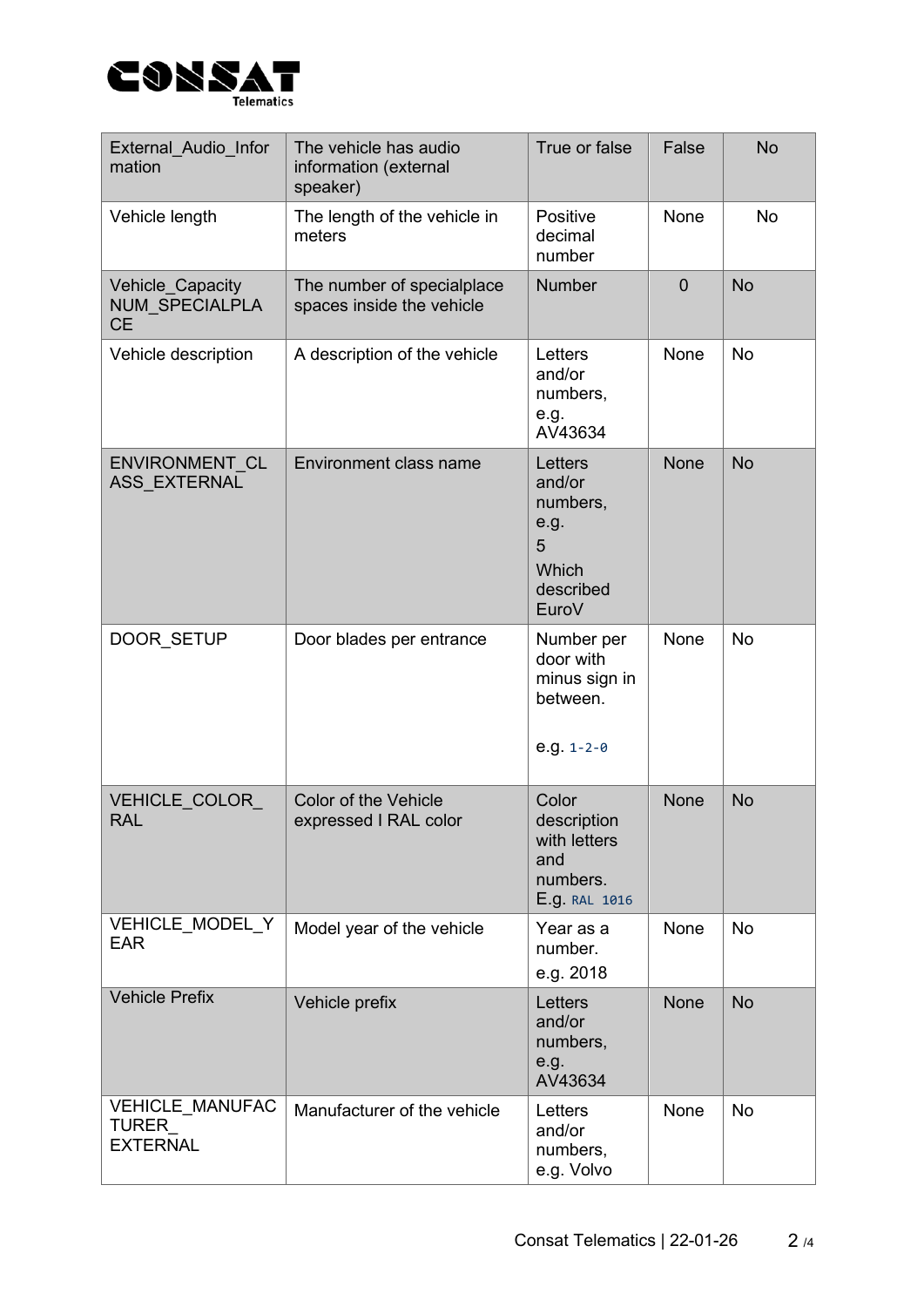| External_Audio_Information | The vehicle has audio information (external speaker) | True or false | False | No |
|---|---|---|---|---|
| Vehicle length | The length of the vehicle in meters | Positive decimal number | None | No |
| Vehicle_Capacity NUM_SPECIALPLACE | The number of specialplace spaces inside the vehicle | Number | 0 | No |
| Vehicle description | A description of the vehicle | Letters and/or numbers, e.g. AV43634 | None | No |
| ENVIRONMENT_CLASS_EXTERNAL | Environment class name | Letters and/or numbers, e.g. 5 Which described EuroV | None | No |
| DOOR_SETUP | Door blades per entrance | Number per door with minus sign in between. e.g. `1-2-0` | None | No |
| VEHICLE_COLOR_RAL | Color of the Vehicle expressed I RAL color | Color description with letters and numbers. E.g. `RAL 1016` | None | No |
| VEHICLE_MODEL_YEAR | Model year of the vehicle | Year as a number. e.g. 2018 | None | No |
| Vehicle Prefix | Vehicle prefix | Letters and/or numbers, e.g. AV43634 | None | No |
| VEHICLE_MANUFACTURER_EXTERNAL | Manufacturer of the vehicle | Letters and/or numbers, e.g. Volvo | None | No |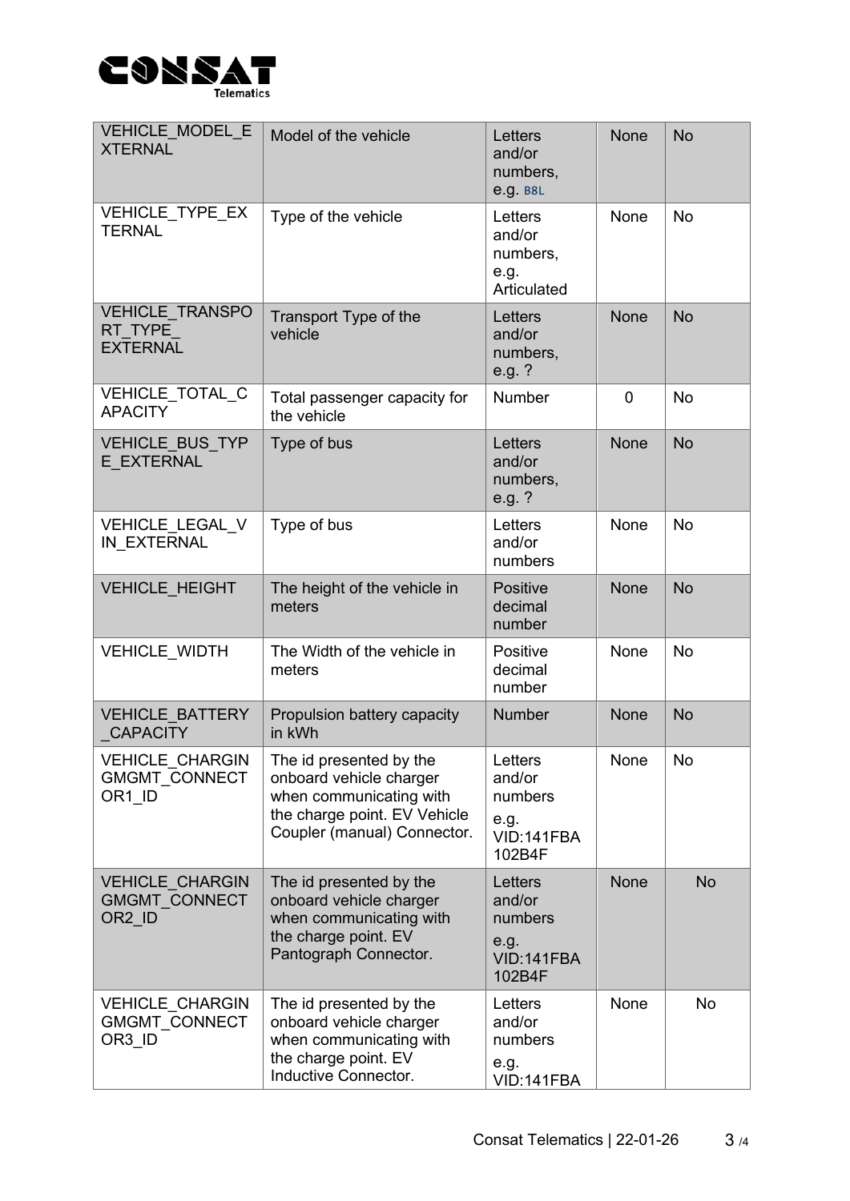| VEHICLE_MODEL_EXTERNAL | Model of the vehicle | Letters and/or numbers, e.g. B8L | None | No |
|---|---|---|---|---|
| VEHICLE_TYPE_EXTERNAL | Type of the vehicle | Letters and/or numbers, e.g. Articulated | None | No |
| VEHICLE_TRANSPORT_TYPE_EXTERNAL | Transport Type of the vehicle | Letters and/or numbers, e.g. ? | None | No |
| VEHICLE_TOTAL_CAPACITY | Total passenger capacity for the vehicle | Number | 0 | No |
| VEHICLE_BUS_TYPE_EXTERNAL | Type of bus | Letters and/or numbers, e.g. ? | None | No |
| VEHICLE_LEGAL_VIN_EXTERNAL | Type of bus | Letters and/or numbers | None | No |
| VEHICLE_HEIGHT | The height of the vehicle in meters | Positive decimal number | None | No |
| VEHICLE_WIDTH | The Width of the vehicle in meters | Positive decimal number | None | No |
| VEHICLE_BATTERY_CAPACITY | Propulsion battery capacity in kWh | Number | None | No |
| VEHICLE_CHARGINGMGMT_CONNECTOR1_ID | The id presented by the onboard vehicle charger when communicating with the charge point. EV Vehicle Coupler (manual) Connector. | Letters and/or numbers e.g. VID:141FBA102B4F | None | No |
| VEHICLE_CHARGINGMGMT_CONNECTOR2_ID | The id presented by the onboard vehicle charger when communicating with the charge point. EV Pantograph Connector. | Letters and/or numbers e.g. VID:141FBA102B4F | None | No |
| VEHICLE_CHARGINGMGMT_CONNECTOR3_ID | The id presented by the onboard vehicle charger when communicating with the charge point. EV Inductive Connector. | Letters and/or numbers e.g. VID:141FBA | None | No |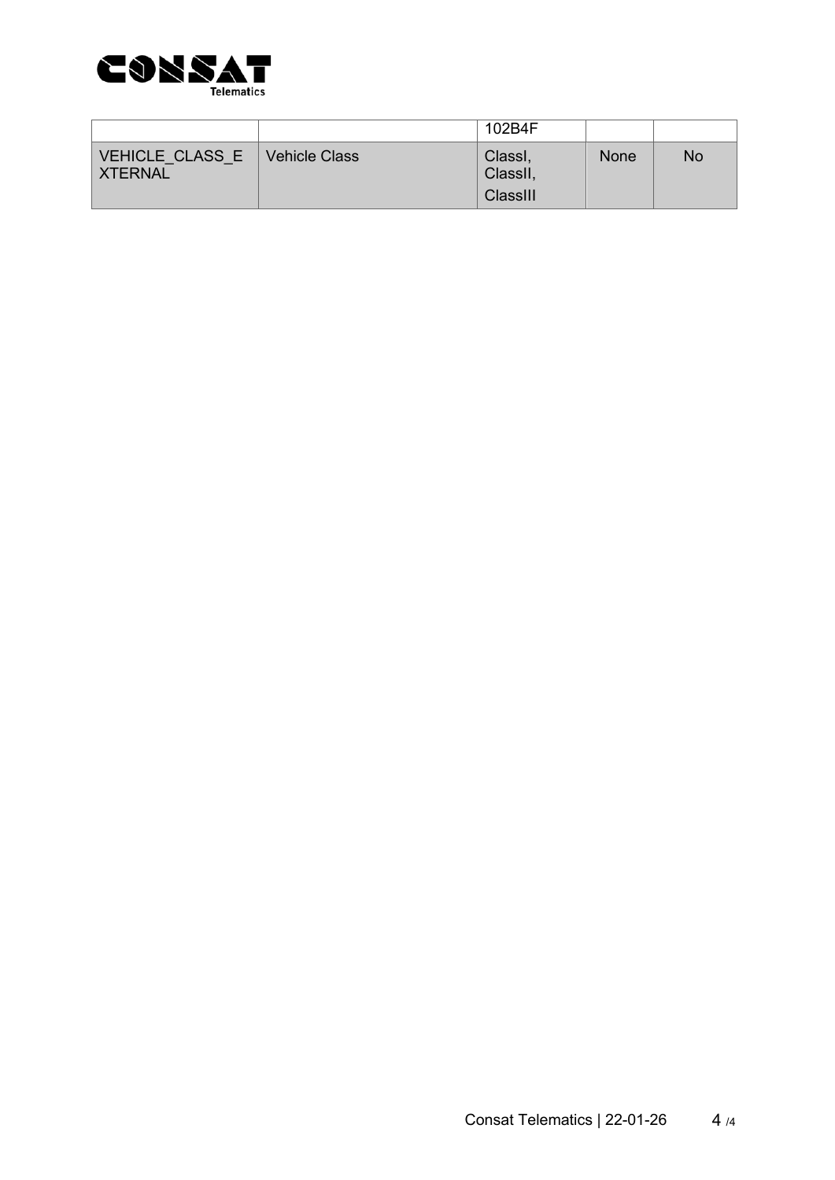| | | | | |
|---|---|---|---|---|
| | | 102B4F | | |
| VEHICLE_CLASS_EXTERNAL | Vehicle Class | ClassI, ClassII, ClassIII | None | No |